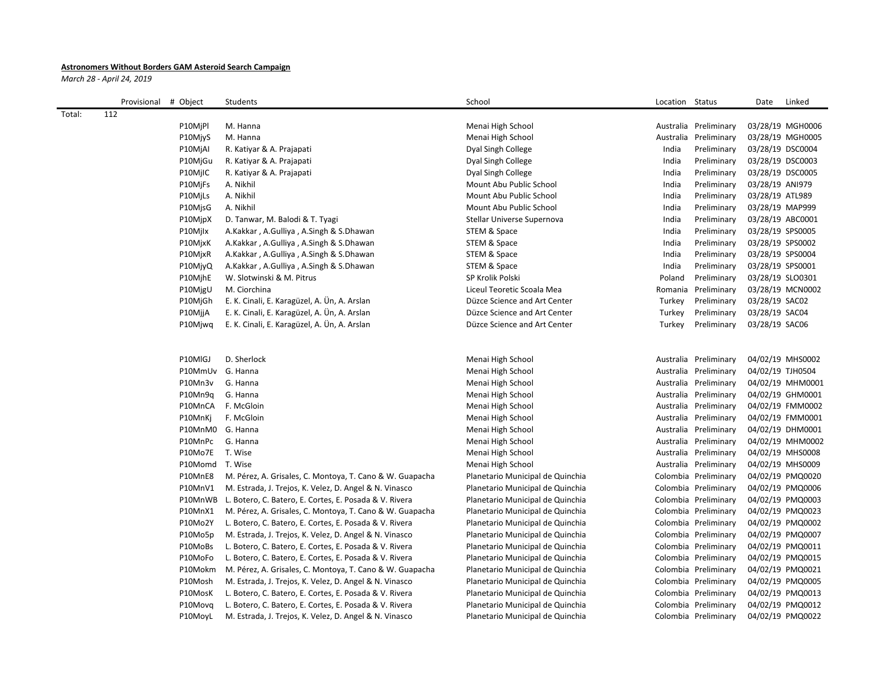**Astronomers Without Borders GAM Asteroid Search Campaign**

*March 28 - April 24, 2019*

| | Provisional | # Object | Students | School | Location | Status | Date | Linked |
|---|---|---|---|---|---|---|---|---|
| Total: | 112 | | | | | | | |
| | | P10MjPl | M. Hanna | Menai High School | Australia | Preliminary | 03/28/19 | MGH0006 |
| | | P10MjyS | M. Hanna | Menai High School | Australia | Preliminary | 03/28/19 | MGH0005 |
| | | P10MjAI | R. Katiyar & A. Prajapati | Dyal Singh College | India | Preliminary | 03/28/19 | DSC0004 |
| | | P10MjGu | R. Katiyar & A. Prajapati | Dyal Singh College | India | Preliminary | 03/28/19 | DSC0003 |
| | | P10MjIC | R. Katiyar & A. Prajapati | Dyal Singh College | India | Preliminary | 03/28/19 | DSC0005 |
| | | P10MjFs | A. Nikhil | Mount Abu Public School | India | Preliminary | 03/28/19 | ANI979 |
| | | P10MjLs | A. Nikhil | Mount Abu Public School | India | Preliminary | 03/28/19 | ATL989 |
| | | P10MjsG | A. Nikhil | Mount Abu Public School | India | Preliminary | 03/28/19 | MAP999 |
| | | P10MjpX | D. Tanwar, M. Balodi & T. Tyagi | Stellar Universe Supernova | India | Preliminary | 03/28/19 | ABC0001 |
| | | P10MjIx | A.Kakkar , A.Gulliya , A.Singh & S.Dhawan | STEM & Space | India | Preliminary | 03/28/19 | SPS0005 |
| | | P10MjxK | A.Kakkar , A.Gulliya , A.Singh & S.Dhawan | STEM & Space | India | Preliminary | 03/28/19 | SPS0002 |
| | | P10MjxR | A.Kakkar , A.Gulliya , A.Singh & S.Dhawan | STEM & Space | India | Preliminary | 03/28/19 | SPS0004 |
| | | P10MjyQ | A.Kakkar , A.Gulliya , A.Singh & S.Dhawan | STEM & Space | India | Preliminary | 03/28/19 | SPS0001 |
| | | P10MjhE | W. Slotwinski & M. Pitrus | SP Krolik Polski | Poland | Preliminary | 03/28/19 | SLO0301 |
| | | P10MjgU | M. Ciorchina | Liceul Teoretic Scoala Mea | Romania | Preliminary | 03/28/19 | MCN0002 |
| | | P10MjGh | E. K. Cinali, E. Karagüzel, A. Ün, A. Arslan | Düzce Science and Art Center | Turkey | Preliminary | 03/28/19 | SAC02 |
| | | P10MjjA | E. K. Cinali, E. Karagüzel, A. Ün, A. Arslan | Düzce Science and Art Center | Turkey | Preliminary | 03/28/19 | SAC04 |
| | | P10Mjwq | E. K. Cinali, E. Karagüzel, A. Ün, A. Arslan | Düzce Science and Art Center | Turkey | Preliminary | 03/28/19 | SAC06 |
| | | | | | | | | |
| | | P10MlGJ | D. Sherlock | Menai High School | Australia | Preliminary | 04/02/19 | MHS0002 |
| | | P10MmUv | G. Hanna | Menai High School | Australia | Preliminary | 04/02/19 | TJH0504 |
| | | P10Mn3v | G. Hanna | Menai High School | Australia | Preliminary | 04/02/19 | MHM0001 |
| | | P10Mn9q | G. Hanna | Menai High School | Australia | Preliminary | 04/02/19 | GHM0001 |
| | | P10MnCA | F. McGloin | Menai High School | Australia | Preliminary | 04/02/19 | FMM0002 |
| | | P10MnKj | F. McGloin | Menai High School | Australia | Preliminary | 04/02/19 | FMM0001 |
| | | P10MnM0 | G. Hanna | Menai High School | Australia | Preliminary | 04/02/19 | DHM0001 |
| | | P10MnPc | G. Hanna | Menai High School | Australia | Preliminary | 04/02/19 | MHM0002 |
| | | P10Mo7E | T. Wise | Menai High School | Australia | Preliminary | 04/02/19 | MHS0008 |
| | | P10Momd | T. Wise | Menai High School | Australia | Preliminary | 04/02/19 | MHS0009 |
| | | P10MnE8 | M. Pérez, A. Grisales, C. Montoya, T. Cano & W. Guapacha | Planetario Municipal de Quinchia | Colombia | Preliminary | 04/02/19 | PMQ0020 |
| | | P10MnV1 | M. Estrada, J. Trejos, K. Velez, D. Angel & N. Vinasco | Planetario Municipal de Quinchia | Colombia | Preliminary | 04/02/19 | PMQ0006 |
| | | P10MnWB | L. Botero, C. Batero, E. Cortes, E. Posada & V. Rivera | Planetario Municipal de Quinchia | Colombia | Preliminary | 04/02/19 | PMQ0003 |
| | | P10MnX1 | M. Pérez, A. Grisales, C. Montoya, T. Cano & W. Guapacha | Planetario Municipal de Quinchia | Colombia | Preliminary | 04/02/19 | PMQ0023 |
| | | P10Mo2Y | L. Botero, C. Batero, E. Cortes, E. Posada & V. Rivera | Planetario Municipal de Quinchia | Colombia | Preliminary | 04/02/19 | PMQ0002 |
| | | P10Mo5p | M. Estrada, J. Trejos, K. Velez, D. Angel & N. Vinasco | Planetario Municipal de Quinchia | Colombia | Preliminary | 04/02/19 | PMQ0007 |
| | | P10MoBs | L. Botero, C. Batero, E. Cortes, E. Posada & V. Rivera | Planetario Municipal de Quinchia | Colombia | Preliminary | 04/02/19 | PMQ0011 |
| | | P10MoFo | L. Botero, C. Batero, E. Cortes, E. Posada & V. Rivera | Planetario Municipal de Quinchia | Colombia | Preliminary | 04/02/19 | PMQ0015 |
| | | P10Mokm | M. Pérez, A. Grisales, C. Montoya, T. Cano & W. Guapacha | Planetario Municipal de Quinchia | Colombia | Preliminary | 04/02/19 | PMQ0021 |
| | | P10Mosh | M. Estrada, J. Trejos, K. Velez, D. Angel & N. Vinasco | Planetario Municipal de Quinchia | Colombia | Preliminary | 04/02/19 | PMQ0005 |
| | | P10MosK | L. Botero, C. Batero, E. Cortes, E. Posada & V. Rivera | Planetario Municipal de Quinchia | Colombia | Preliminary | 04/02/19 | PMQ0013 |
| | | P10Movq | L. Botero, C. Batero, E. Cortes, E. Posada & V. Rivera | Planetario Municipal de Quinchia | Colombia | Preliminary | 04/02/19 | PMQ0012 |
| | | P10MoyL | M. Estrada, J. Trejos, K. Velez, D. Angel & N. Vinasco | Planetario Municipal de Quinchia | Colombia | Preliminary | 04/02/19 | PMQ0022 |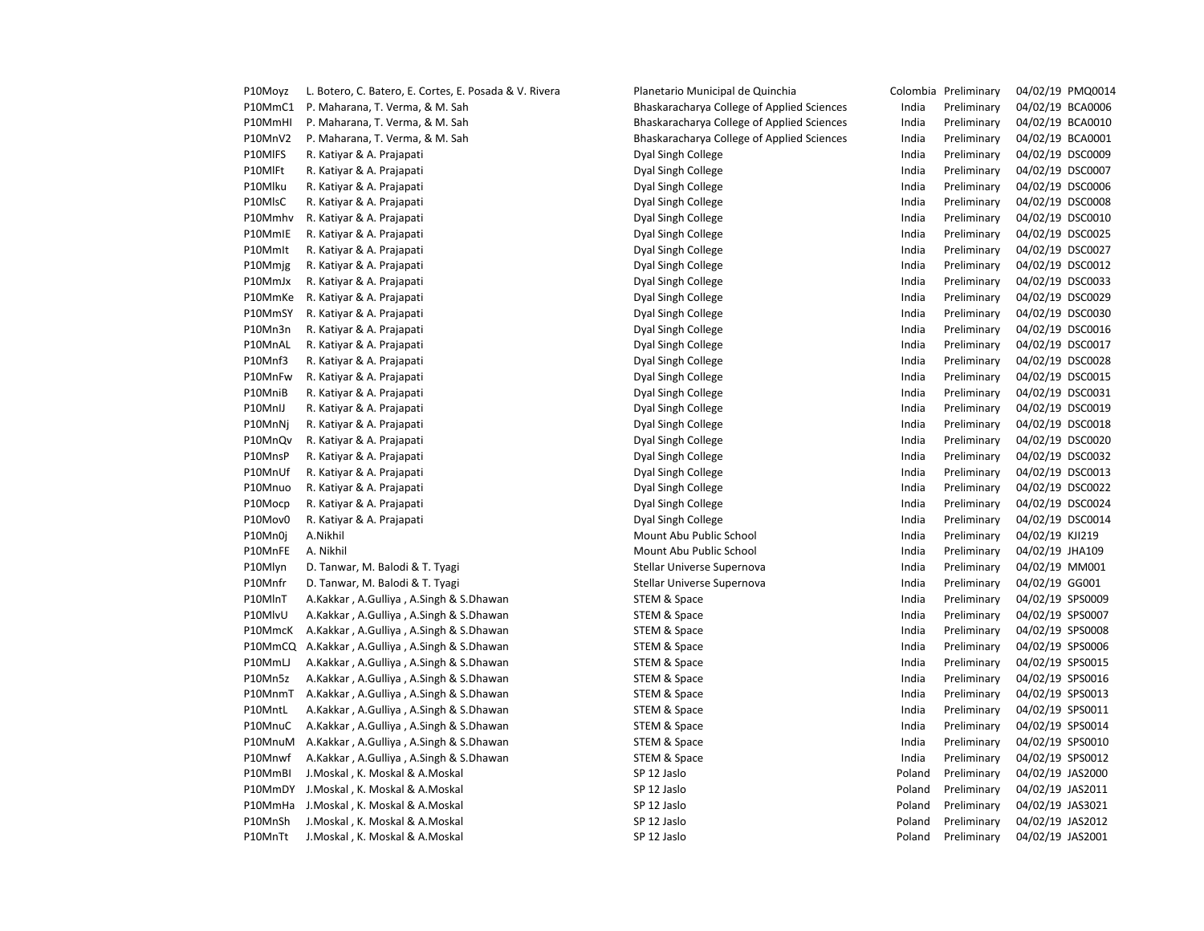| | | | | | | |
|---|---|---|---|---|---|---|
| P10Moyz | L. Botero, C. Batero, E. Cortes, E. Posada & V. Rivera | Planetario Municipal de Quinchia | Colombia | Preliminary | 04/02/19 | PMQ0014 |
| P10MmC1 | P. Maharana, T. Verma, & M. Sah | Bhaskaracharya College of Applied Sciences | India | Preliminary | 04/02/19 | BCA0006 |
| P10MmHI | P. Maharana, T. Verma, & M. Sah | Bhaskaracharya College of Applied Sciences | India | Preliminary | 04/02/19 | BCA0010 |
| P10MnV2 | P. Maharana, T. Verma, & M. Sah | Bhaskaracharya College of Applied Sciences | India | Preliminary | 04/02/19 | BCA0001 |
| P10MlFS | R. Katiyar & A. Prajapati | Dyal Singh College | India | Preliminary | 04/02/19 | DSC0009 |
| P10MlFt | R. Katiyar & A. Prajapati | Dyal Singh College | India | Preliminary | 04/02/19 | DSC0007 |
| P10Mlku | R. Katiyar & A. Prajapati | Dyal Singh College | India | Preliminary | 04/02/19 | DSC0006 |
| P10MlsC | R. Katiyar & A. Prajapati | Dyal Singh College | India | Preliminary | 04/02/19 | DSC0008 |
| P10Mmhv | R. Katiyar & A. Prajapati | Dyal Singh College | India | Preliminary | 04/02/19 | DSC0010 |
| P10MmIE | R. Katiyar & A. Prajapati | Dyal Singh College | India | Preliminary | 04/02/19 | DSC0025 |
| P10MmIt | R. Katiyar & A. Prajapati | Dyal Singh College | India | Preliminary | 04/02/19 | DSC0027 |
| P10Mmjg | R. Katiyar & A. Prajapati | Dyal Singh College | India | Preliminary | 04/02/19 | DSC0012 |
| P10MmJx | R. Katiyar & A. Prajapati | Dyal Singh College | India | Preliminary | 04/02/19 | DSC0033 |
| P10MmKe | R. Katiyar & A. Prajapati | Dyal Singh College | India | Preliminary | 04/02/19 | DSC0029 |
| P10MmSY | R. Katiyar & A. Prajapati | Dyal Singh College | India | Preliminary | 04/02/19 | DSC0030 |
| P10Mn3n | R. Katiyar & A. Prajapati | Dyal Singh College | India | Preliminary | 04/02/19 | DSC0016 |
| P10MnAL | R. Katiyar & A. Prajapati | Dyal Singh College | India | Preliminary | 04/02/19 | DSC0017 |
| P10Mnf3 | R. Katiyar & A. Prajapati | Dyal Singh College | India | Preliminary | 04/02/19 | DSC0028 |
| P10MnFw | R. Katiyar & A. Prajapati | Dyal Singh College | India | Preliminary | 04/02/19 | DSC0015 |
| P10MniB | R. Katiyar & A. Prajapati | Dyal Singh College | India | Preliminary | 04/02/19 | DSC0031 |
| P10MnIJ | R. Katiyar & A. Prajapati | Dyal Singh College | India | Preliminary | 04/02/19 | DSC0019 |
| P10MnNj | R. Katiyar & A. Prajapati | Dyal Singh College | India | Preliminary | 04/02/19 | DSC0018 |
| P10MnQv | R. Katiyar & A. Prajapati | Dyal Singh College | India | Preliminary | 04/02/19 | DSC0020 |
| P10MnsP | R. Katiyar & A. Prajapati | Dyal Singh College | India | Preliminary | 04/02/19 | DSC0032 |
| P10MnUf | R. Katiyar & A. Prajapati | Dyal Singh College | India | Preliminary | 04/02/19 | DSC0013 |
| P10Mnuo | R. Katiyar & A. Prajapati | Dyal Singh College | India | Preliminary | 04/02/19 | DSC0022 |
| P10Mocp | R. Katiyar & A. Prajapati | Dyal Singh College | India | Preliminary | 04/02/19 | DSC0024 |
| P10Mov0 | R. Katiyar & A. Prajapati | Dyal Singh College | India | Preliminary | 04/02/19 | DSC0014 |
| P10Mn0j | A.Nikhil | Mount Abu Public School | India | Preliminary | 04/02/19 | KJI219 |
| P10MnFE | A. Nikhil | Mount Abu Public School | India | Preliminary | 04/02/19 | JHA109 |
| P10Mlyn | D. Tanwar, M. Balodi & T. Tyagi | Stellar Universe Supernova | India | Preliminary | 04/02/19 | MM001 |
| P10Mnfr | D. Tanwar, M. Balodi & T. Tyagi | Stellar Universe Supernova | India | Preliminary | 04/02/19 | GG001 |
| P10MlnT | A.Kakkar , A.Gulliya , A.Singh & S.Dhawan | STEM & Space | India | Preliminary | 04/02/19 | SPS0009 |
| P10MlvU | A.Kakkar , A.Gulliya , A.Singh & S.Dhawan | STEM & Space | India | Preliminary | 04/02/19 | SPS0007 |
| P10MmcK | A.Kakkar , A.Gulliya , A.Singh & S.Dhawan | STEM & Space | India | Preliminary | 04/02/19 | SPS0008 |
| P10MmCQ | A.Kakkar , A.Gulliya , A.Singh & S.Dhawan | STEM & Space | India | Preliminary | 04/02/19 | SPS0006 |
| P10MmLJ | A.Kakkar , A.Gulliya , A.Singh & S.Dhawan | STEM & Space | India | Preliminary | 04/02/19 | SPS0015 |
| P10Mn5z | A.Kakkar , A.Gulliya , A.Singh & S.Dhawan | STEM & Space | India | Preliminary | 04/02/19 | SPS0016 |
| P10MnmT | A.Kakkar , A.Gulliya , A.Singh & S.Dhawan | STEM & Space | India | Preliminary | 04/02/19 | SPS0013 |
| P10MntL | A.Kakkar , A.Gulliya , A.Singh & S.Dhawan | STEM & Space | India | Preliminary | 04/02/19 | SPS0011 |
| P10MnuC | A.Kakkar , A.Gulliya , A.Singh & S.Dhawan | STEM & Space | India | Preliminary | 04/02/19 | SPS0014 |
| P10MnuM | A.Kakkar , A.Gulliya , A.Singh & S.Dhawan | STEM & Space | India | Preliminary | 04/02/19 | SPS0010 |
| P10Mnwf | A.Kakkar , A.Gulliya , A.Singh & S.Dhawan | STEM & Space | India | Preliminary | 04/02/19 | SPS0012 |
| P10MmBI | J.Moskal , K. Moskal & A.Moskal | SP 12 Jaslo | Poland | Preliminary | 04/02/19 | JAS2000 |
| P10MmDY | J.Moskal , K. Moskal & A.Moskal | SP 12 Jaslo | Poland | Preliminary | 04/02/19 | JAS2011 |
| P10MmHa | J.Moskal , K. Moskal & A.Moskal | SP 12 Jaslo | Poland | Preliminary | 04/02/19 | JAS3021 |
| P10MnSh | J.Moskal , K. Moskal & A.Moskal | SP 12 Jaslo | Poland | Preliminary | 04/02/19 | JAS2012 |
| P10MnTt | J.Moskal , K. Moskal & A.Moskal | SP 12 Jaslo | Poland | Preliminary | 04/02/19 | JAS2001 |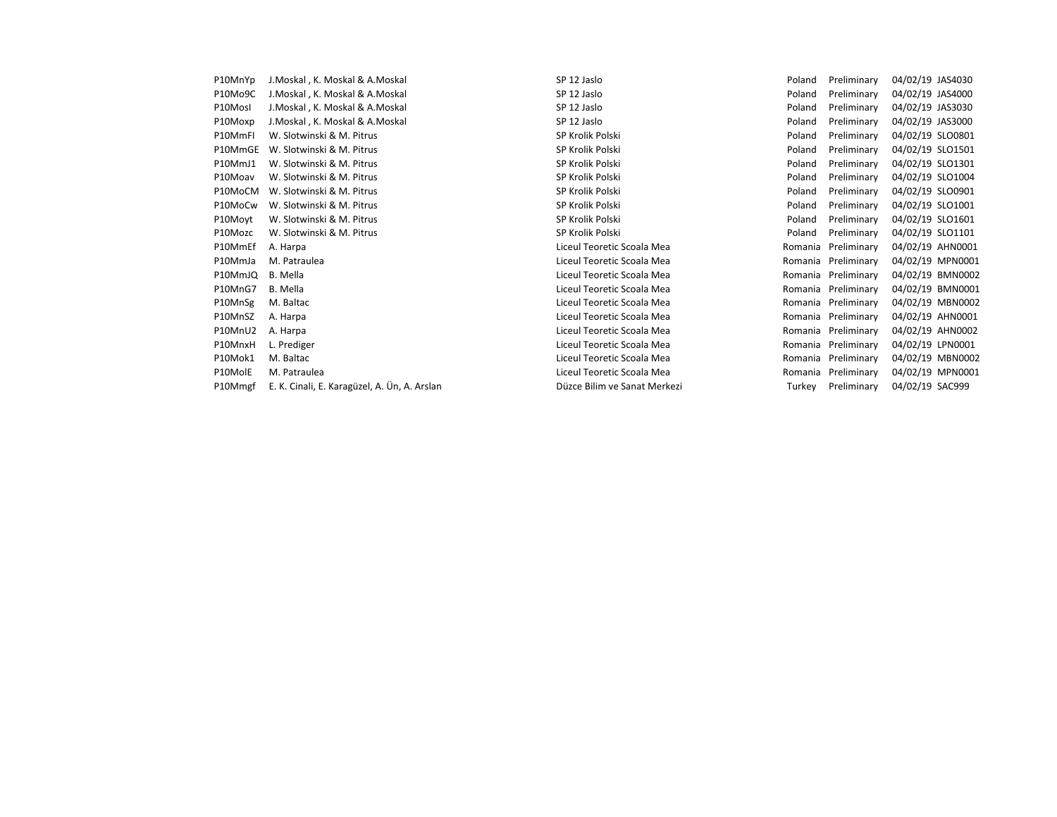| | | | | | | |
|---|---|---|---|---|---|---|
| P10MnYp | J.Moskal , K. Moskal & A.Moskal | SP 12 Jaslo | Poland | Preliminary | 04/02/19 | JAS4030 |
| P10Mo9C | J.Moskal , K. Moskal & A.Moskal | SP 12 Jaslo | Poland | Preliminary | 04/02/19 | JAS4000 |
| P10MosI | J.Moskal , K. Moskal & A.Moskal | SP 12 Jaslo | Poland | Preliminary | 04/02/19 | JAS3030 |
| P10Moxp | J.Moskal , K. Moskal & A.Moskal | SP 12 Jaslo | Poland | Preliminary | 04/02/19 | JAS3000 |
| P10MmFI | W. Slotwinski & M. Pitrus | SP Krolik Polski | Poland | Preliminary | 04/02/19 | SLO0801 |
| P10MmGE | W. Slotwinski & M. Pitrus | SP Krolik Polski | Poland | Preliminary | 04/02/19 | SLO1501 |
| P10MmJ1 | W. Slotwinski & M. Pitrus | SP Krolik Polski | Poland | Preliminary | 04/02/19 | SLO1301 |
| P10Moav | W. Slotwinski & M. Pitrus | SP Krolik Polski | Poland | Preliminary | 04/02/19 | SLO1004 |
| P10MoCM | W. Slotwinski & M. Pitrus | SP Krolik Polski | Poland | Preliminary | 04/02/19 | SLO0901 |
| P10MoCw | W. Slotwinski & M. Pitrus | SP Krolik Polski | Poland | Preliminary | 04/02/19 | SLO1001 |
| P10Moyt | W. Slotwinski & M. Pitrus | SP Krolik Polski | Poland | Preliminary | 04/02/19 | SLO1601 |
| P10Mozc | W. Slotwinski & M. Pitrus | SP Krolik Polski | Poland | Preliminary | 04/02/19 | SLO1101 |
| P10MmEf | A. Harpa | Liceul Teoretic Scoala Mea | Romania | Preliminary | 04/02/19 | AHN0001 |
| P10MmJa | M. Patraulea | Liceul Teoretic Scoala Mea | Romania | Preliminary | 04/02/19 | MPN0001 |
| P10MmJQ | B. Mella | Liceul Teoretic Scoala Mea | Romania | Preliminary | 04/02/19 | BMN0002 |
| P10MnG7 | B. Mella | Liceul Teoretic Scoala Mea | Romania | Preliminary | 04/02/19 | BMN0001 |
| P10MnSg | M. Baltac | Liceul Teoretic Scoala Mea | Romania | Preliminary | 04/02/19 | MBN0002 |
| P10MnSZ | A. Harpa | Liceul Teoretic Scoala Mea | Romania | Preliminary | 04/02/19 | AHN0001 |
| P10MnU2 | A. Harpa | Liceul Teoretic Scoala Mea | Romania | Preliminary | 04/02/19 | AHN0002 |
| P10MnxH | L. Prediger | Liceul Teoretic Scoala Mea | Romania | Preliminary | 04/02/19 | LPN0001 |
| P10Mok1 | M. Baltac | Liceul Teoretic Scoala Mea | Romania | Preliminary | 04/02/19 | MBN0002 |
| P10MolE | M. Patraulea | Liceul Teoretic Scoala Mea | Romania | Preliminary | 04/02/19 | MPN0001 |
| P10Mmgf | E. K. Cinali, E. Karagüzel, A. Ün, A. Arslan | Düzce Bilim ve Sanat Merkezi | Turkey | Preliminary | 04/02/19 | SAC999 |